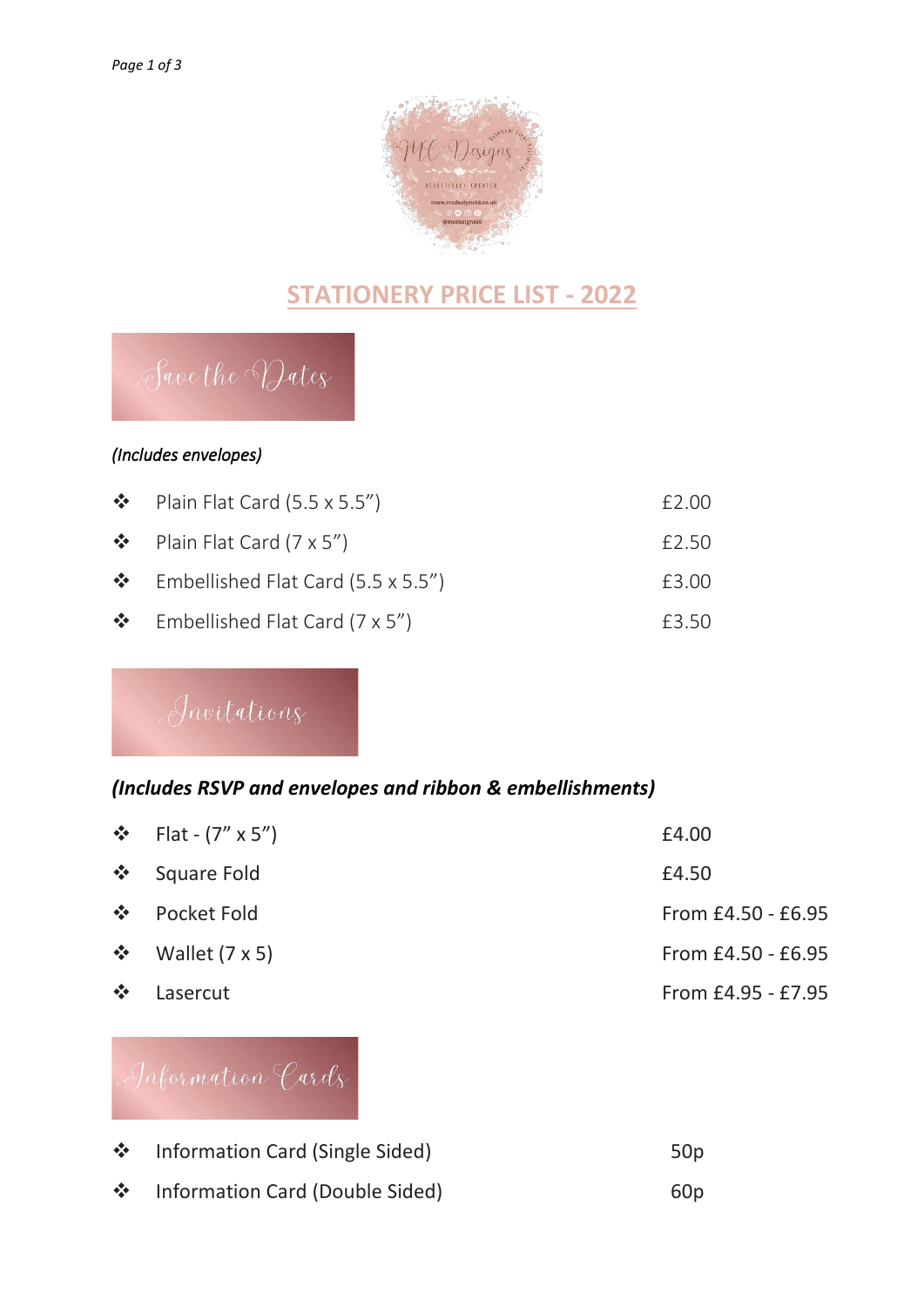# STATIONERY PRICE LIST - 2022

## Save the Dates

*(Includes envelopes)*

| Item | Price |
|---|---|
| Plain Flat Card (5.5 x 5.5") | £2.00 |
| Plain Flat Card (7 x 5") | £2.50 |
| Embellished Flat Card (5.5 x 5.5") | £3.00 |
| Embellished Flat Card (7 x 5") | £3.50 |

## Invitations

***(Includes RSVP and envelopes and ribbon & embellishments)***

| Item | Price |
|---|---|
| Flat - (7" x 5") | £4.00 |
| Square Fold | £4.50 |
| Pocket Fold | From £4.50 - £6.95 |
| Wallet (7 x 5) | From £4.50 - £6.95 |
| Lasercut | From £4.95 - £7.95 |

## Information Cards

| Item | Price |
|---|---|
| Information Card (Single Sided) | 50p |
| Information Card (Double Sided) | 60p |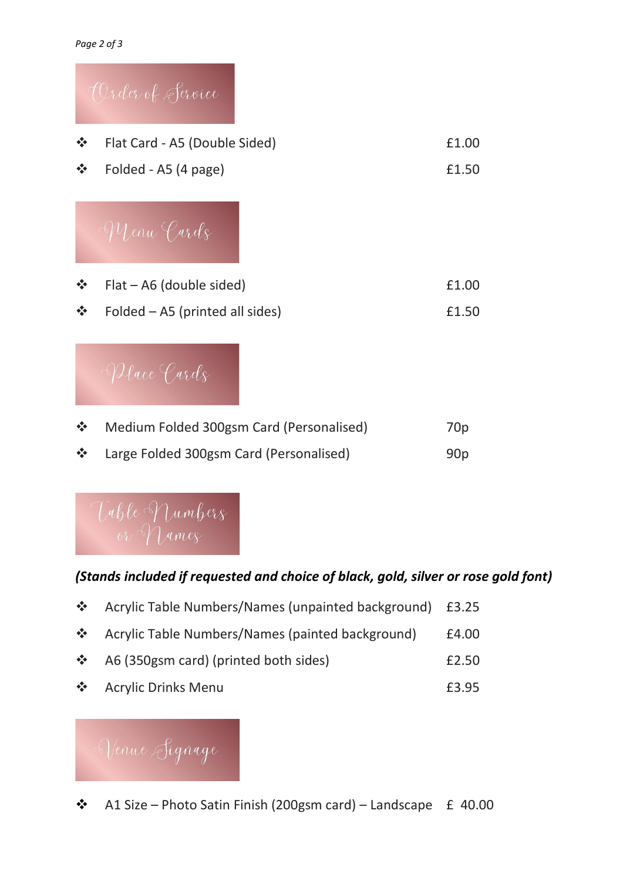## Order of Service

- Flat Card - A5 (Double Sided) £1.00
- Folded - A5 (4 page) £1.50

## Menu Cards

- Flat – A6 (double sided) £1.00
- Folded – A5 (printed all sides) £1.50

## Place Cards

- Medium Folded 300gsm Card (Personalised) 70p
- Large Folded 300gsm Card (Personalised) 90p

## Table Numbers or Names

***(Stands included if requested and choice of black, gold, silver or rose gold font)***

- Acrylic Table Numbers/Names (unpainted background) £3.25
- Acrylic Table Numbers/Names (painted background) £4.00
- A6 (350gsm card) (printed both sides) £2.50
- Acrylic Drinks Menu £3.95

## Venue Signage

- A1 Size – Photo Satin Finish (200gsm card) – Landscape £ 40.00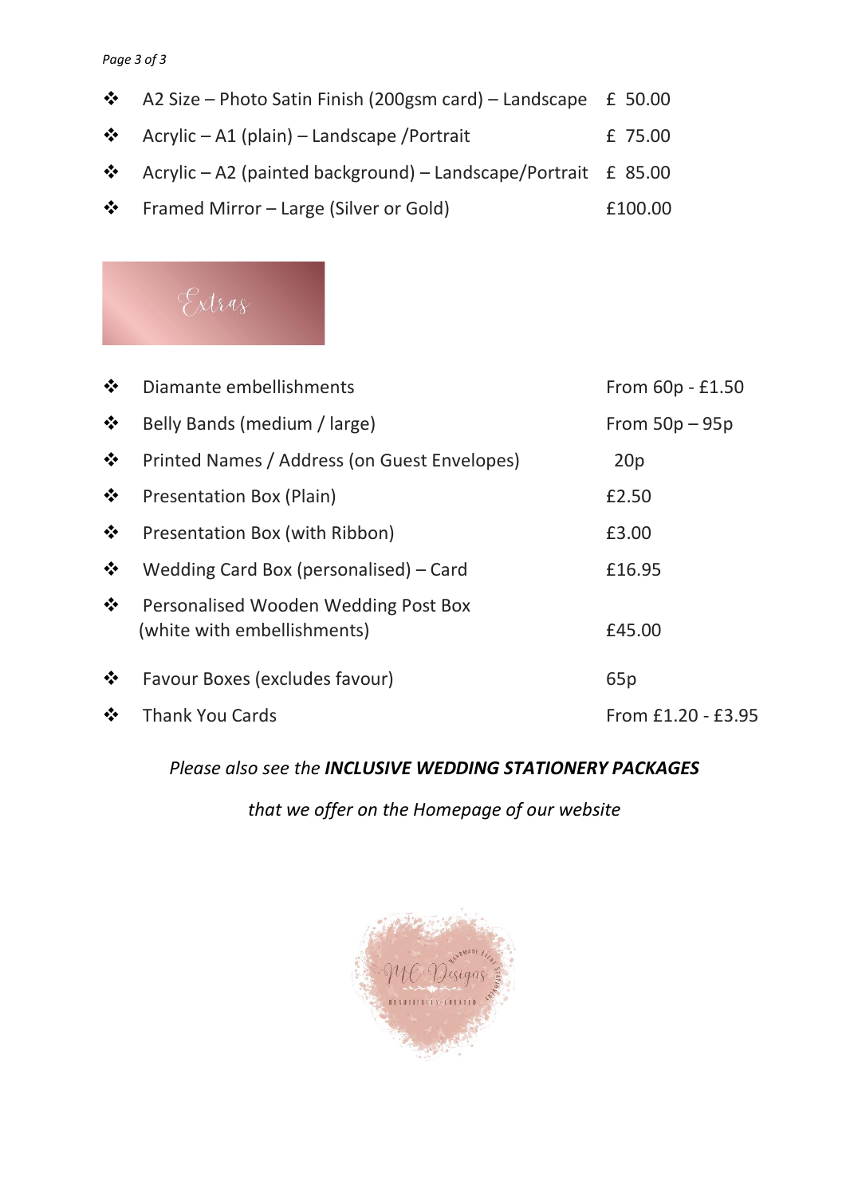| | |
|---|---|
| A2 Size – Photo Satin Finish (200gsm card) – Landscape | £ 50.00 |
| Acrylic – A1 (plain) – Landscape /Portrait | £ 75.00 |
| Acrylic – A2 (painted background) – Landscape/Portrait | £ 85.00 |
| Framed Mirror – Large (Silver or Gold) | £100.00 |

## Extras

| | |
|---|---|
| Diamante embellishments | From 60p - £1.50 |
| Belly Bands (medium / large) | From 50p – 95p |
| Printed Names / Address (on Guest Envelopes) | 20p |
| Presentation Box (Plain) | £2.50 |
| Presentation Box (with Ribbon) | £3.00 |
| Wedding Card Box (personalised) – Card | £16.95 |
| Personalised Wooden Wedding Post Box (white with embellishments) | £45.00 |
| Favour Boxes (excludes favour) | 65p |
| Thank You Cards | From £1.20 - £3.95 |

*Please also see the **INCLUSIVE WEDDING STATIONERY PACKAGES***

*that we offer on the Homepage of our website*

MC Designs – Handmade Event Stationery – Beautifully Created